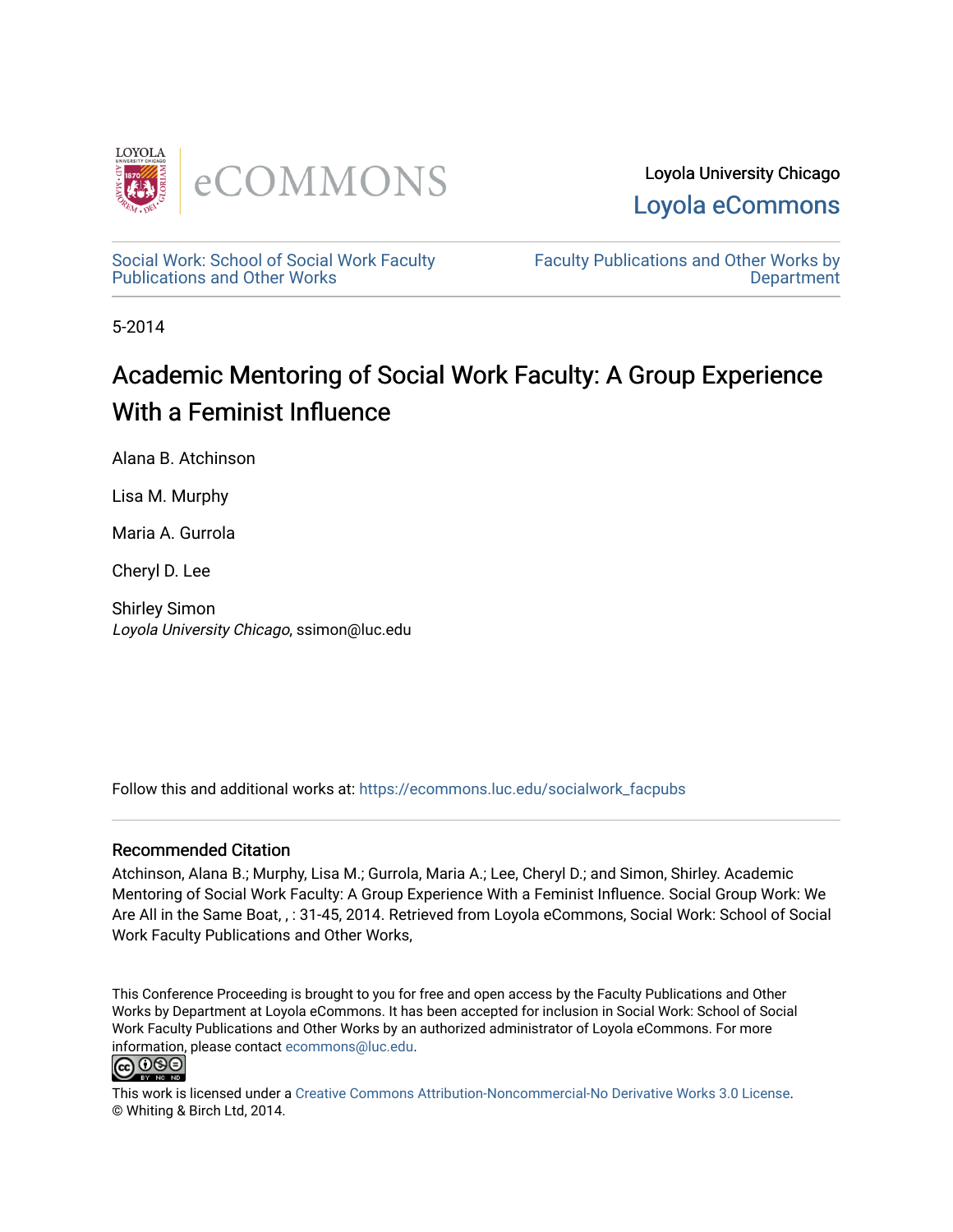Loyola University Chicago

Loyola eCommons

Social Work: School of Social Work Faculty Publications and Other Works

Faculty Publications and Other Works by Department

5-2014

# Academic Mentoring of Social Work Faculty: A Group Experience With a Feminist Influence

Alana B. Atchinson

Lisa M. Murphy

Maria A. Gurrola

Cheryl D. Lee

Shirley Simon
*Loyola University Chicago*, ssimon@luc.edu

Follow this and additional works at: https://ecommons.luc.edu/socialwork_facpubs

## Recommended Citation

Atchinson, Alana B.; Murphy, Lisa M.; Gurrola, Maria A.; Lee, Cheryl D.; and Simon, Shirley. Academic Mentoring of Social Work Faculty: A Group Experience With a Feminist Influence. Social Group Work: We Are All in the Same Boat, , : 31-45, 2014. Retrieved from Loyola eCommons, Social Work: School of Social Work Faculty Publications and Other Works,

This Conference Proceeding is brought to you for free and open access by the Faculty Publications and Other Works by Department at Loyola eCommons. It has been accepted for inclusion in Social Work: School of Social Work Faculty Publications and Other Works by an authorized administrator of Loyola eCommons. For more information, please contact ecommons@luc.edu.

This work is licensed under a Creative Commons Attribution-Noncommercial-No Derivative Works 3.0 License.
© Whiting & Birch Ltd, 2014.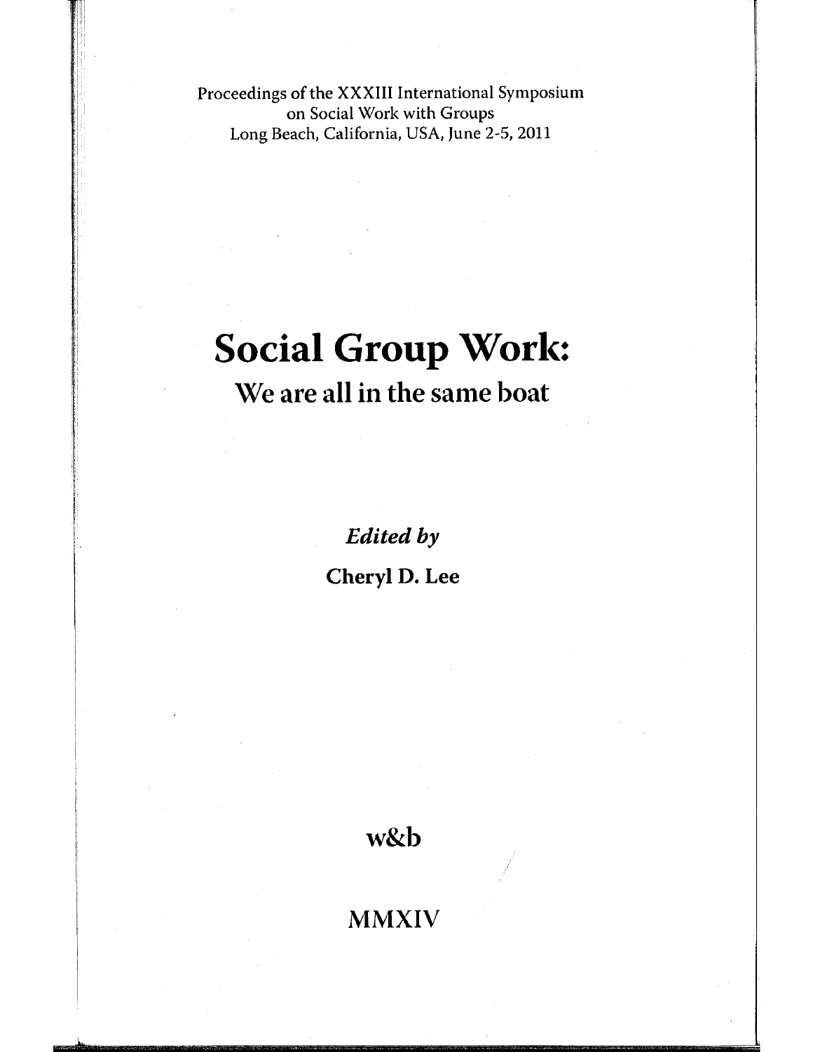Proceedings of the XXXIII International Symposium
on Social Work with Groups
Long Beach, California, USA, June 2-5, 2011

# Social Group Work:

## We are all in the same boat

*Edited by*

**Cheryl D. Lee**

**w&b**

MMXIV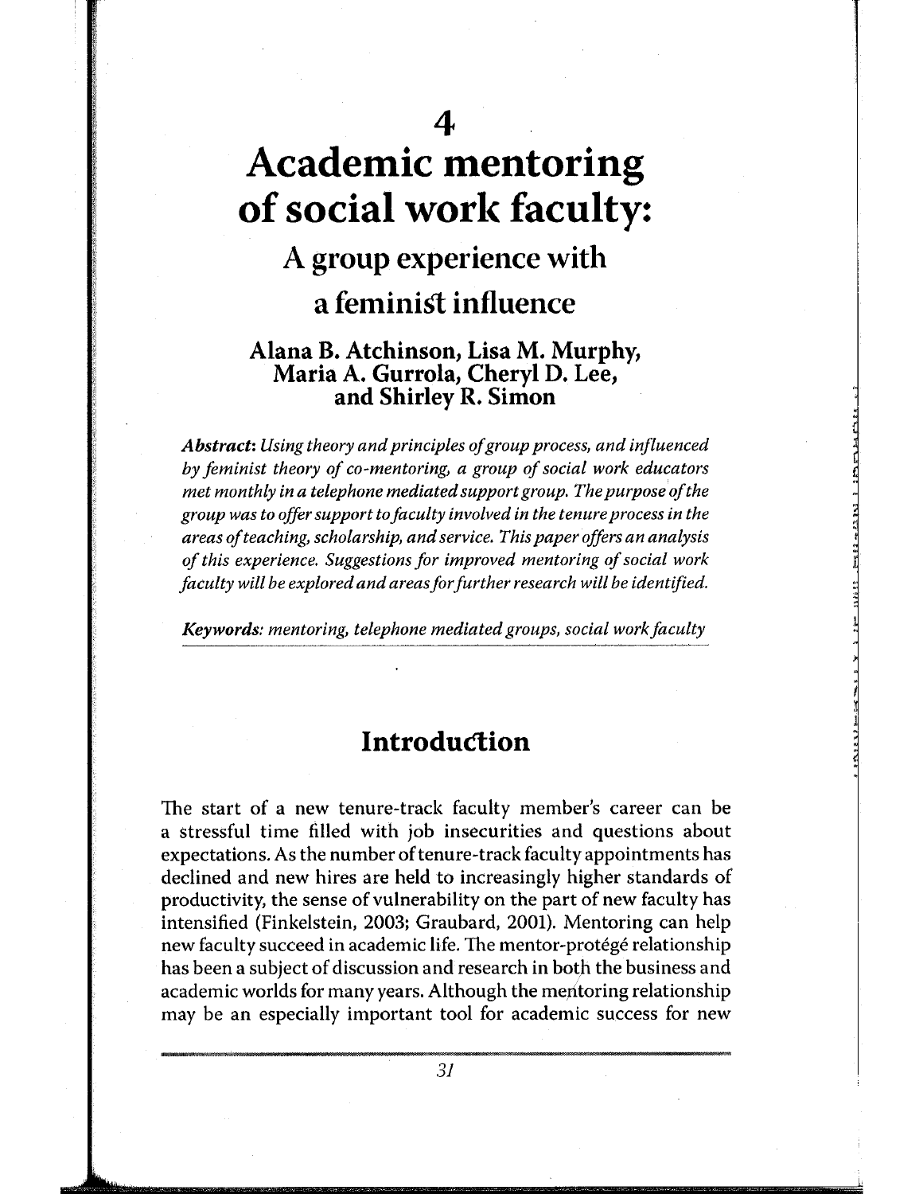# 4

# Academic mentoring of social work faculty:

## A group experience with a feminist influence

**Alana B. Atchinson, Lisa M. Murphy, Maria A. Gurrola, Cheryl D. Lee, and Shirley R. Simon**

***Abstract:*** *Using theory and principles of group process, and influenced by feminist theory of co-mentoring, a group of social work educators met monthly in a telephone mediated support group. The purpose of the group was to offer support to faculty involved in the tenure process in the areas of teaching, scholarship, and service. This paper offers an analysis of this experience. Suggestions for improved mentoring of social work faculty will be explored and areas for further research will be identified.*

***Keywords:*** *mentoring, telephone mediated groups, social work faculty*

## Introduction

The start of a new tenure-track faculty member's career can be a stressful time filled with job insecurities and questions about expectations. As the number of tenure-track faculty appointments has declined and new hires are held to increasingly higher standards of productivity, the sense of vulnerability on the part of new faculty has intensified (Finkelstein, 2003; Graubard, 2001). Mentoring can help new faculty succeed in academic life. The mentor-protégé relationship has been a subject of discussion and research in both the business and academic worlds for many years. Although the mentoring relationship may be an especially important tool for academic success for new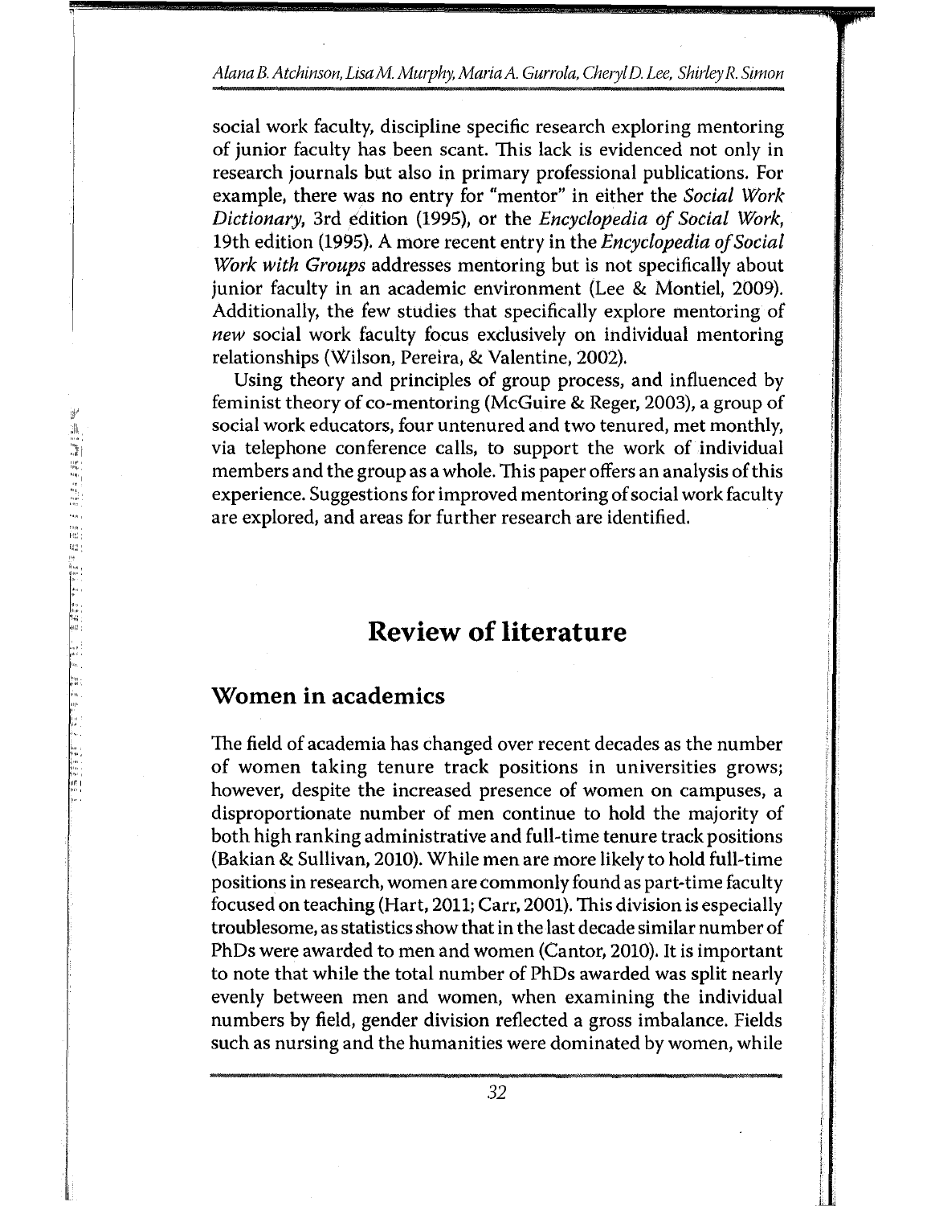social work faculty, discipline specific research exploring mentoring of junior faculty has been scant. This lack is evidenced not only in research journals but also in primary professional publications. For example, there was no entry for "mentor" in either the *Social Work Dictionary*, 3rd edition (1995), or the *Encyclopedia of Social Work*, 19th edition (1995). A more recent entry in the *Encyclopedia of Social Work with Groups* addresses mentoring but is not specifically about junior faculty in an academic environment (Lee & Montiel, 2009). Additionally, the few studies that specifically explore mentoring of *new* social work faculty focus exclusively on individual mentoring relationships (Wilson, Pereira, & Valentine, 2002).

Using theory and principles of group process, and influenced by feminist theory of co-mentoring (McGuire & Reger, 2003), a group of social work educators, four untenured and two tenured, met monthly, via telephone conference calls, to support the work of individual members and the group as a whole. This paper offers an analysis of this experience. Suggestions for improved mentoring of social work faculty are explored, and areas for further research are identified.

# Review of literature

## Women in academics

The field of academia has changed over recent decades as the number of women taking tenure track positions in universities grows; however, despite the increased presence of women on campuses, a disproportionate number of men continue to hold the majority of both high ranking administrative and full-time tenure track positions (Bakian & Sullivan, 2010). While men are more likely to hold full-time positions in research, women are commonly found as part-time faculty focused on teaching (Hart, 2011; Carr, 2001). This division is especially troublesome, as statistics show that in the last decade similar number of PhDs were awarded to men and women (Cantor, 2010). It is important to note that while the total number of PhDs awarded was split nearly evenly between men and women, when examining the individual numbers by field, gender division reflected a gross imbalance. Fields such as nursing and the humanities were dominated by women, while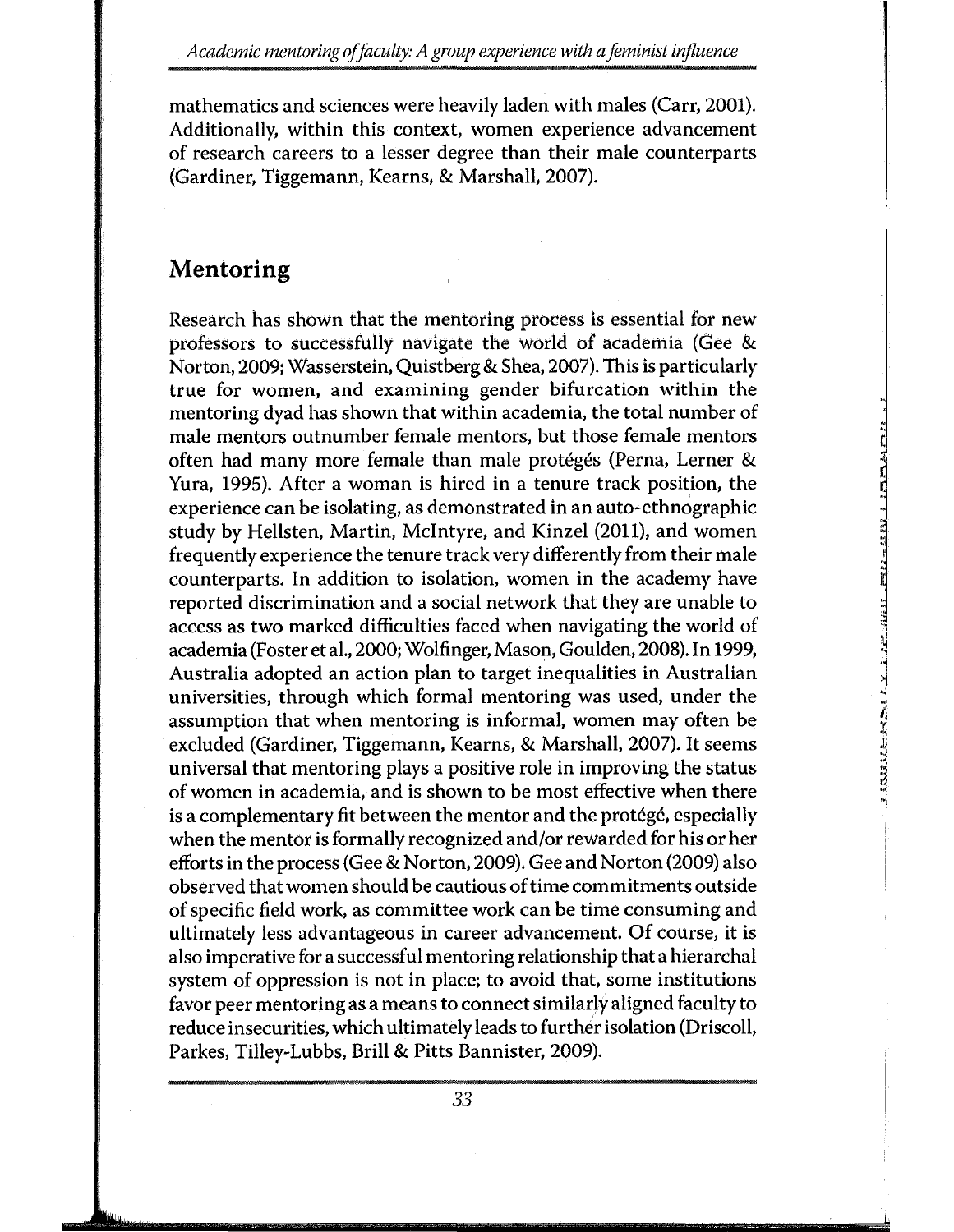mathematics and sciences were heavily laden with males (Carr, 2001). Additionally, within this context, women experience advancement of research careers to a lesser degree than their male counterparts (Gardiner, Tiggemann, Kearns, & Marshall, 2007).

## Mentoring

Research has shown that the mentoring process is essential for new professors to successfully navigate the world of academia (Gee & Norton, 2009; Wasserstein, Quistberg & Shea, 2007). This is particularly true for women, and examining gender bifurcation within the mentoring dyad has shown that within academia, the total number of male mentors outnumber female mentors, but those female mentors often had many more female than male protégés (Perna, Lerner & Yura, 1995). After a woman is hired in a tenure track position, the experience can be isolating, as demonstrated in an auto-ethnographic study by Hellsten, Martin, McIntyre, and Kinzel (2011), and women frequently experience the tenure track very differently from their male counterparts. In addition to isolation, women in the academy have reported discrimination and a social network that they are unable to access as two marked difficulties faced when navigating the world of academia (Foster et al., 2000; Wolfinger, Mason, Goulden, 2008). In 1999, Australia adopted an action plan to target inequalities in Australian universities, through which formal mentoring was used, under the assumption that when mentoring is informal, women may often be excluded (Gardiner, Tiggemann, Kearns, & Marshall, 2007). It seems universal that mentoring plays a positive role in improving the status of women in academia, and is shown to be most effective when there is a complementary fit between the mentor and the protégé, especially when the mentor is formally recognized and/or rewarded for his or her efforts in the process (Gee & Norton, 2009). Gee and Norton (2009) also observed that women should be cautious of time commitments outside of specific field work, as committee work can be time consuming and ultimately less advantageous in career advancement. Of course, it is also imperative for a successful mentoring relationship that a hierarchal system of oppression is not in place; to avoid that, some institutions favor peer mentoring as a means to connect similarly aligned faculty to reduce insecurities, which ultimately leads to further isolation (Driscoll, Parkes, Tilley-Lubbs, Brill & Pitts Bannister, 2009).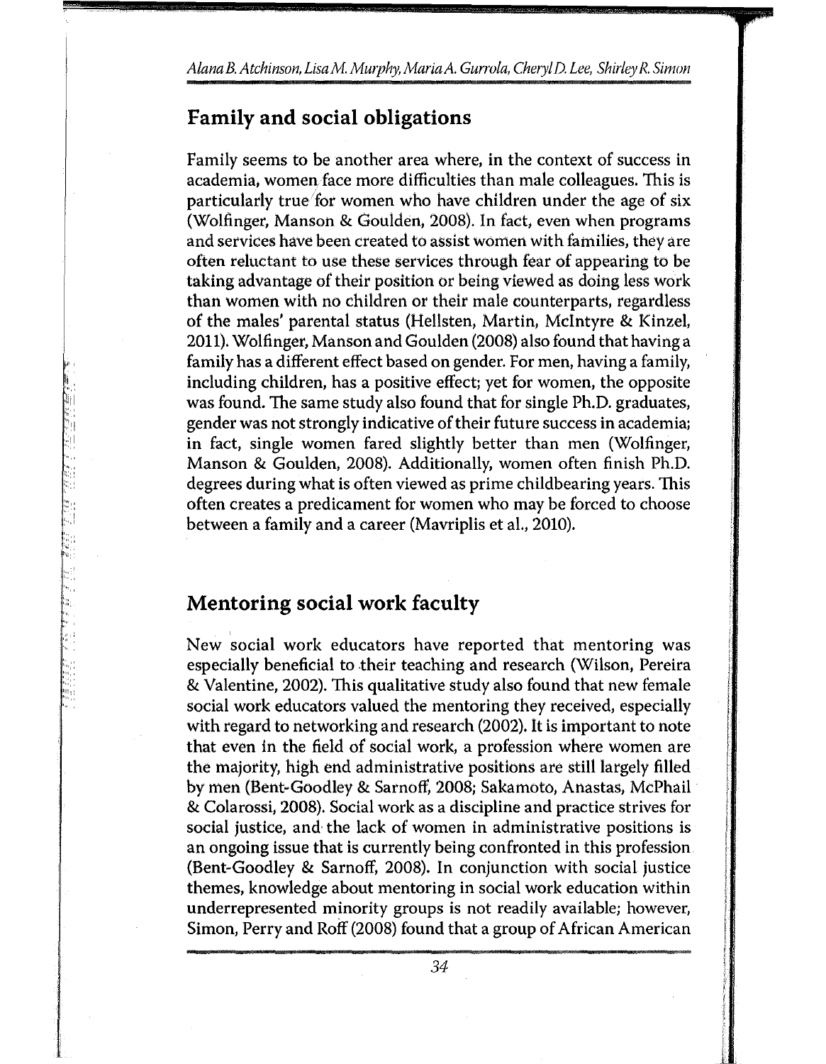## Family and social obligations

Family seems to be another area where, in the context of success in academia, women face more difficulties than male colleagues. This is particularly true for women who have children under the age of six (Wolfinger, Manson & Goulden, 2008). In fact, even when programs and services have been created to assist women with families, they are often reluctant to use these services through fear of appearing to be taking advantage of their position or being viewed as doing less work than women with no children or their male counterparts, regardless of the males' parental status (Hellsten, Martin, McIntyre & Kinzel, 2011). Wolfinger, Manson and Goulden (2008) also found that having a family has a different effect based on gender. For men, having a family, including children, has a positive effect; yet for women, the opposite was found. The same study also found that for single Ph.D. graduates, gender was not strongly indicative of their future success in academia; in fact, single women fared slightly better than men (Wolfinger, Manson & Goulden, 2008). Additionally, women often finish Ph.D. degrees during what is often viewed as prime childbearing years. This often creates a predicament for women who may be forced to choose between a family and a career (Mavriplis et al., 2010).

## Mentoring social work faculty

New social work educators have reported that mentoring was especially beneficial to their teaching and research (Wilson, Pereira & Valentine, 2002). This qualitative study also found that new female social work educators valued the mentoring they received, especially with regard to networking and research (2002). It is important to note that even in the field of social work, a profession where women are the majority, high end administrative positions are still largely filled by men (Bent-Goodley & Sarnoff, 2008; Sakamoto, Anastas, McPhail & Colarossi, 2008). Social work as a discipline and practice strives for social justice, and the lack of women in administrative positions is an ongoing issue that is currently being confronted in this profession (Bent-Goodley & Sarnoff, 2008). In conjunction with social justice themes, knowledge about mentoring in social work education within underrepresented minority groups is not readily available; however, Simon, Perry and Roff (2008) found that a group of African American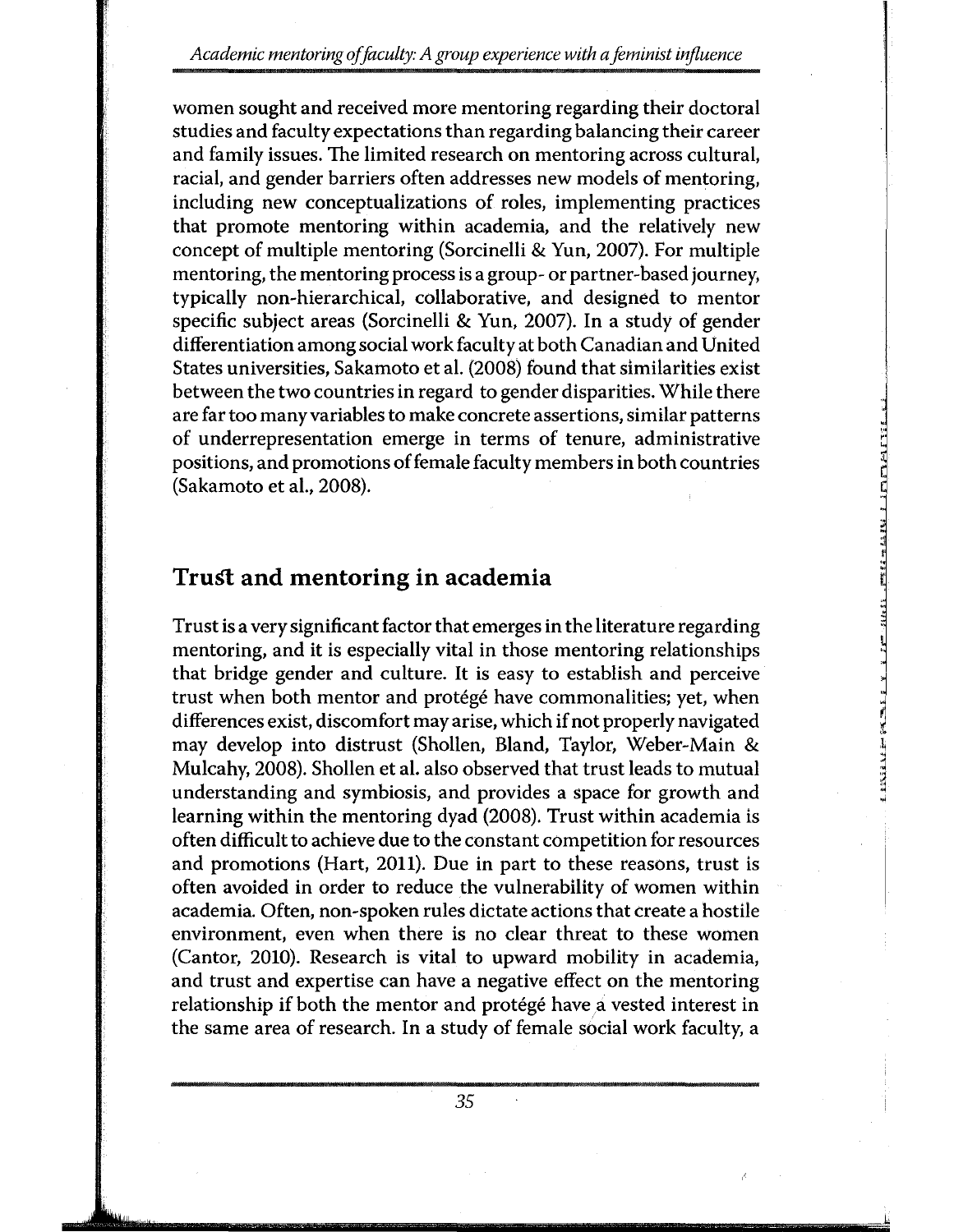women sought and received more mentoring regarding their doctoral studies and faculty expectations than regarding balancing their career and family issues. The limited research on mentoring across cultural, racial, and gender barriers often addresses new models of mentoring, including new conceptualizations of roles, implementing practices that promote mentoring within academia, and the relatively new concept of multiple mentoring (Sorcinelli & Yun, 2007). For multiple mentoring, the mentoring process is a group- or partner-based journey, typically non-hierarchical, collaborative, and designed to mentor specific subject areas (Sorcinelli & Yun, 2007). In a study of gender differentiation among social work faculty at both Canadian and United States universities, Sakamoto et al. (2008) found that similarities exist between the two countries in regard to gender disparities. While there are far too many variables to make concrete assertions, similar patterns of underrepresentation emerge in terms of tenure, administrative positions, and promotions of female faculty members in both countries (Sakamoto et al., 2008).

## Trust and mentoring in academia

Trust is a very significant factor that emerges in the literature regarding mentoring, and it is especially vital in those mentoring relationships that bridge gender and culture. It is easy to establish and perceive trust when both mentor and protégé have commonalities; yet, when differences exist, discomfort may arise, which if not properly navigated may develop into distrust (Shollen, Bland, Taylor, Weber-Main & Mulcahy, 2008). Shollen et al. also observed that trust leads to mutual understanding and symbiosis, and provides a space for growth and learning within the mentoring dyad (2008). Trust within academia is often difficult to achieve due to the constant competition for resources and promotions (Hart, 2011). Due in part to these reasons, trust is often avoided in order to reduce the vulnerability of women within academia. Often, non-spoken rules dictate actions that create a hostile environment, even when there is no clear threat to these women (Cantor, 2010). Research is vital to upward mobility in academia, and trust and expertise can have a negative effect on the mentoring relationship if both the mentor and protégé have a vested interest in the same area of research. In a study of female social work faculty, a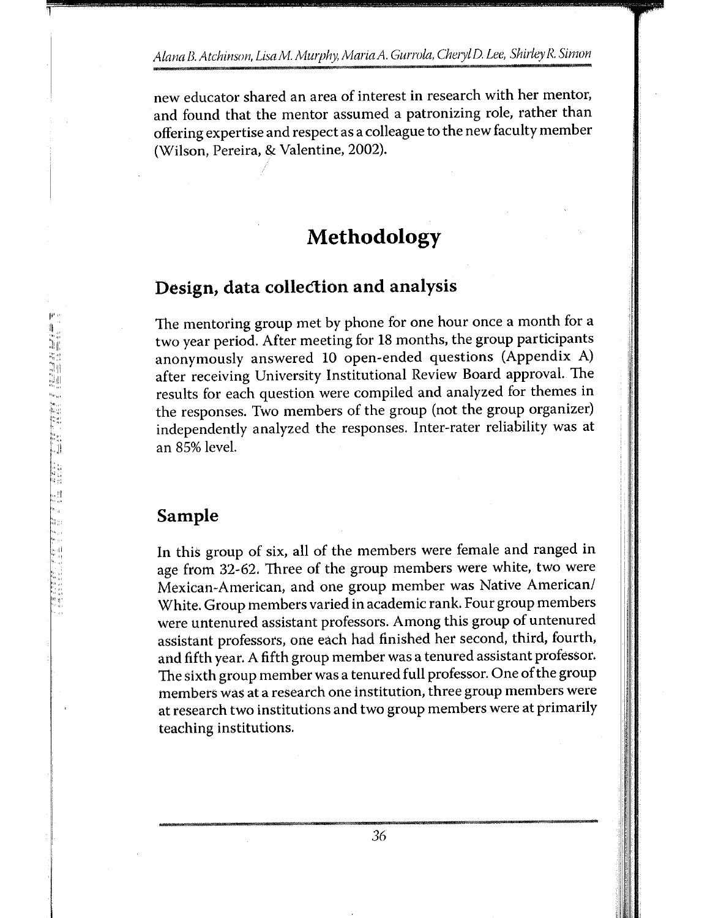new educator shared an area of interest in research with her mentor, and found that the mentor assumed a patronizing role, rather than offering expertise and respect as a colleague to the new faculty member (Wilson, Pereira, & Valentine, 2002).

# Methodology

## Design, data collection and analysis

The mentoring group met by phone for one hour once a month for a two year period. After meeting for 18 months, the group participants anonymously answered 10 open-ended questions (Appendix A) after receiving University Institutional Review Board approval. The results for each question were compiled and analyzed for themes in the responses. Two members of the group (not the group organizer) independently analyzed the responses. Inter-rater reliability was at an 85% level.

## Sample

In this group of six, all of the members were female and ranged in age from 32-62. Three of the group members were white, two were Mexican-American, and one group member was Native American/White. Group members varied in academic rank. Four group members were untenured assistant professors. Among this group of untenured assistant professors, one each had finished her second, third, fourth, and fifth year. A fifth group member was a tenured assistant professor. The sixth group member was a tenured full professor. One of the group members was at a research one institution, three group members were at research two institutions and two group members were at primarily teaching institutions.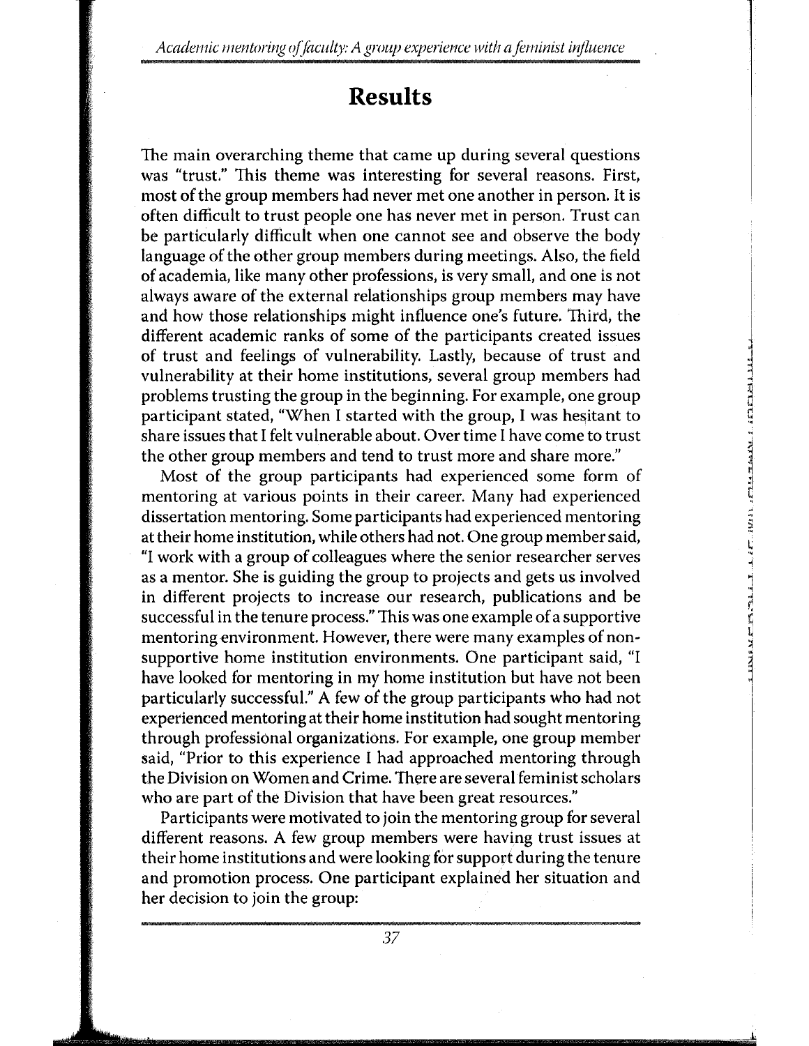## Results

The main overarching theme that came up during several questions was "trust." This theme was interesting for several reasons. First, most of the group members had never met one another in person. It is often difficult to trust people one has never met in person. Trust can be particularly difficult when one cannot see and observe the body language of the other group members during meetings. Also, the field of academia, like many other professions, is very small, and one is not always aware of the external relationships group members may have and how those relationships might influence one's future. Third, the different academic ranks of some of the participants created issues of trust and feelings of vulnerability. Lastly, because of trust and vulnerability at their home institutions, several group members had problems trusting the group in the beginning. For example, one group participant stated, "When I started with the group, I was hesitant to share issues that I felt vulnerable about. Over time I have come to trust the other group members and tend to trust more and share more."

Most of the group participants had experienced some form of mentoring at various points in their career. Many had experienced dissertation mentoring. Some participants had experienced mentoring at their home institution, while others had not. One group member said, "I work with a group of colleagues where the senior researcher serves as a mentor. She is guiding the group to projects and gets us involved in different projects to increase our research, publications and be successful in the tenure process." This was one example of a supportive mentoring environment. However, there were many examples of non-supportive home institution environments. One participant said, "I have looked for mentoring in my home institution but have not been particularly successful." A few of the group participants who had not experienced mentoring at their home institution had sought mentoring through professional organizations. For example, one group member said, "Prior to this experience I had approached mentoring through the Division on Women and Crime. There are several feminist scholars who are part of the Division that have been great resources."

Participants were motivated to join the mentoring group for several different reasons. A few group members were having trust issues at their home institutions and were looking for support during the tenure and promotion process. One participant explained her situation and her decision to join the group: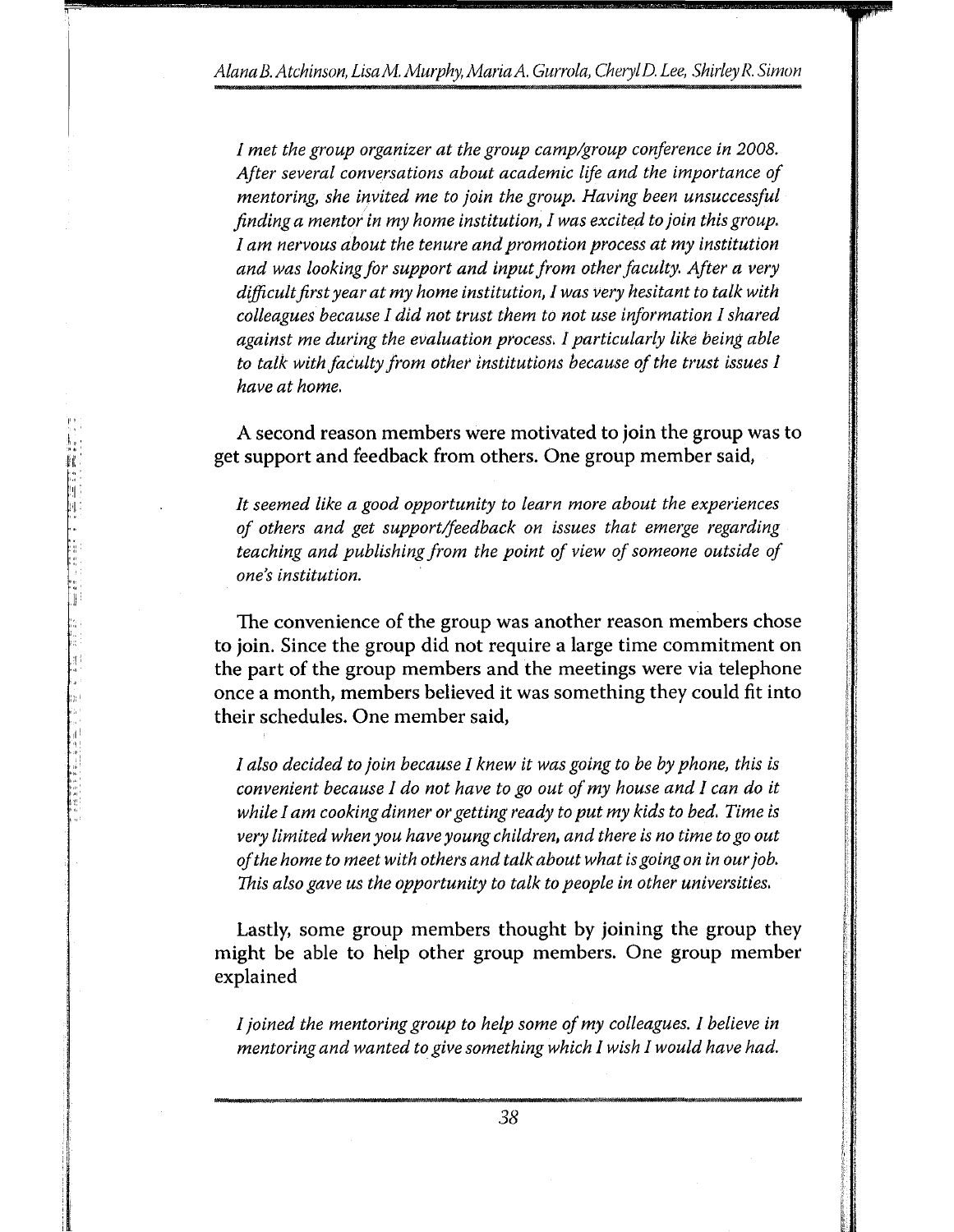*I met the group organizer at the group camp/group conference in 2008. After several conversations about academic life and the importance of mentoring, she invited me to join the group. Having been unsuccessful finding a mentor in my home institution, I was excited to join this group. I am nervous about the tenure and promotion process at my institution and was looking for support and input from other faculty. After a very difficult first year at my home institution, I was very hesitant to talk with colleagues because I did not trust them to not use information I shared against me during the evaluation process. I particularly like being able to talk with faculty from other institutions because of the trust issues I have at home.*

A second reason members were motivated to join the group was to get support and feedback from others. One group member said,

*It seemed like a good opportunity to learn more about the experiences of others and get support/feedback on issues that emerge regarding teaching and publishing from the point of view of someone outside of one's institution.*

The convenience of the group was another reason members chose to join. Since the group did not require a large time commitment on the part of the group members and the meetings were via telephone once a month, members believed it was something they could fit into their schedules. One member said,

*I also decided to join because I knew it was going to be by phone, this is convenient because I do not have to go out of my house and I can do it while I am cooking dinner or getting ready to put my kids to bed. Time is very limited when you have young children, and there is no time to go out of the home to meet with others and talk about what is going on in our job. This also gave us the opportunity to talk to people in other universities.*

Lastly, some group members thought by joining the group they might be able to help other group members. One group member explained

*I joined the mentoring group to help some of my colleagues. I believe in mentoring and wanted to give something which I wish I would have had.*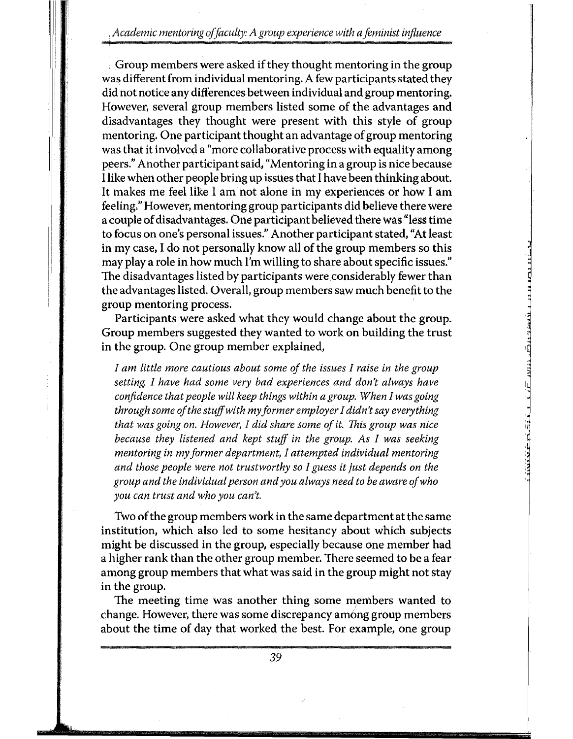Group members were asked if they thought mentoring in the group was different from individual mentoring. A few participants stated they did not notice any differences between individual and group mentoring. However, several group members listed some of the advantages and disadvantages they thought were present with this style of group mentoring. One participant thought an advantage of group mentoring was that it involved a "more collaborative process with equality among peers." Another participant said, "Mentoring in a group is nice because I like when other people bring up issues that I have been thinking about. It makes me feel like I am not alone in my experiences or how I am feeling." However, mentoring group participants did believe there were a couple of disadvantages. One participant believed there was "less time to focus on one's personal issues." Another participant stated, "At least in my case, I do not personally know all of the group members so this may play a role in how much I'm willing to share about specific issues." The disadvantages listed by participants were considerably fewer than the advantages listed. Overall, group members saw much benefit to the group mentoring process.

Participants were asked what they would change about the group. Group members suggested they wanted to work on building the trust in the group. One group member explained,

> *I am little more cautious about some of the issues I raise in the group setting. I have had some very bad experiences and don't always have confidence that people will keep things within a group. When I was going through some of the stuff with my former employer I didn't say everything that was going on. However, I did share some of it. This group was nice because they listened and kept stuff in the group. As I was seeking mentoring in my former department, I attempted individual mentoring and those people were not trustworthy so I guess it just depends on the group and the individual person and you always need to be aware of who you can trust and who you can't.*

Two of the group members work in the same department at the same institution, which also led to some hesitancy about which subjects might be discussed in the group, especially because one member had a higher rank than the other group member. There seemed to be a fear among group members that what was said in the group might not stay in the group.

The meeting time was another thing some members wanted to change. However, there was some discrepancy among group members about the time of day that worked the best. For example, one group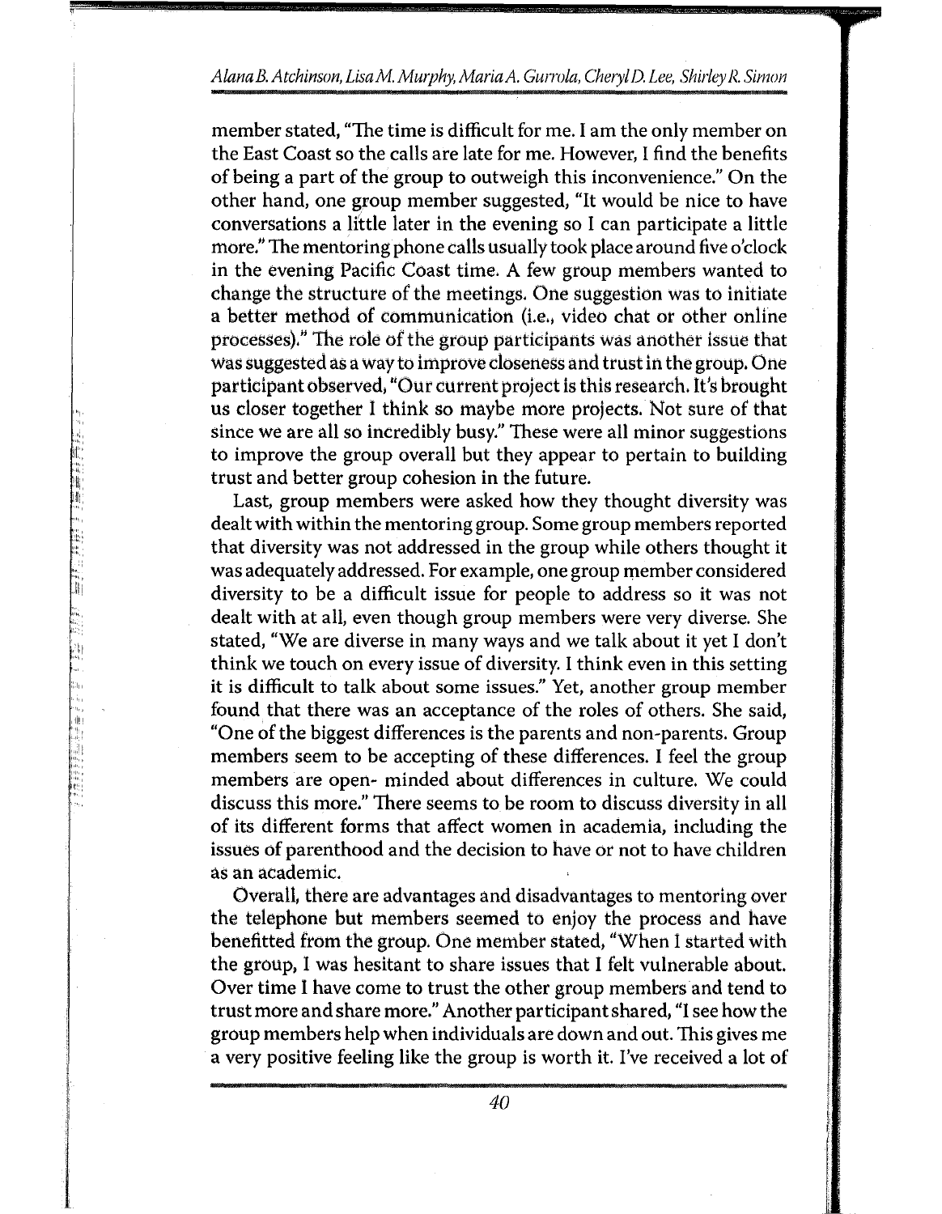member stated, "The time is difficult for me. I am the only member on the East Coast so the calls are late for me. However, I find the benefits of being a part of the group to outweigh this inconvenience." On the other hand, one group member suggested, "It would be nice to have conversations a little later in the evening so I can participate a little more." The mentoring phone calls usually took place around five o'clock in the evening Pacific Coast time. A few group members wanted to change the structure of the meetings. One suggestion was to initiate a better method of communication (i.e., video chat or other online processes)." The role of the group participants was another issue that was suggested as a way to improve closeness and trust in the group. One participant observed, "Our current project is this research. It's brought us closer together I think so maybe more projects. Not sure of that since we are all so incredibly busy." These were all minor suggestions to improve the group overall but they appear to pertain to building trust and better group cohesion in the future.

Last, group members were asked how they thought diversity was dealt with within the mentoring group. Some group members reported that diversity was not addressed in the group while others thought it was adequately addressed. For example, one group member considered diversity to be a difficult issue for people to address so it was not dealt with at all, even though group members were very diverse. She stated, "We are diverse in many ways and we talk about it yet I don't think we touch on every issue of diversity. I think even in this setting it is difficult to talk about some issues." Yet, another group member found that there was an acceptance of the roles of others. She said, "One of the biggest differences is the parents and non-parents. Group members seem to be accepting of these differences. I feel the group members are open- minded about differences in culture. We could discuss this more." There seems to be room to discuss diversity in all of its different forms that affect women in academia, including the issues of parenthood and the decision to have or not to have children as an academic.

Overall, there are advantages and disadvantages to mentoring over the telephone but members seemed to enjoy the process and have benefitted from the group. One member stated, "When I started with the group, I was hesitant to share issues that I felt vulnerable about. Over time I have come to trust the other group members and tend to trust more and share more." Another participant shared, "I see how the group members help when individuals are down and out. This gives me a very positive feeling like the group is worth it. I've received a lot of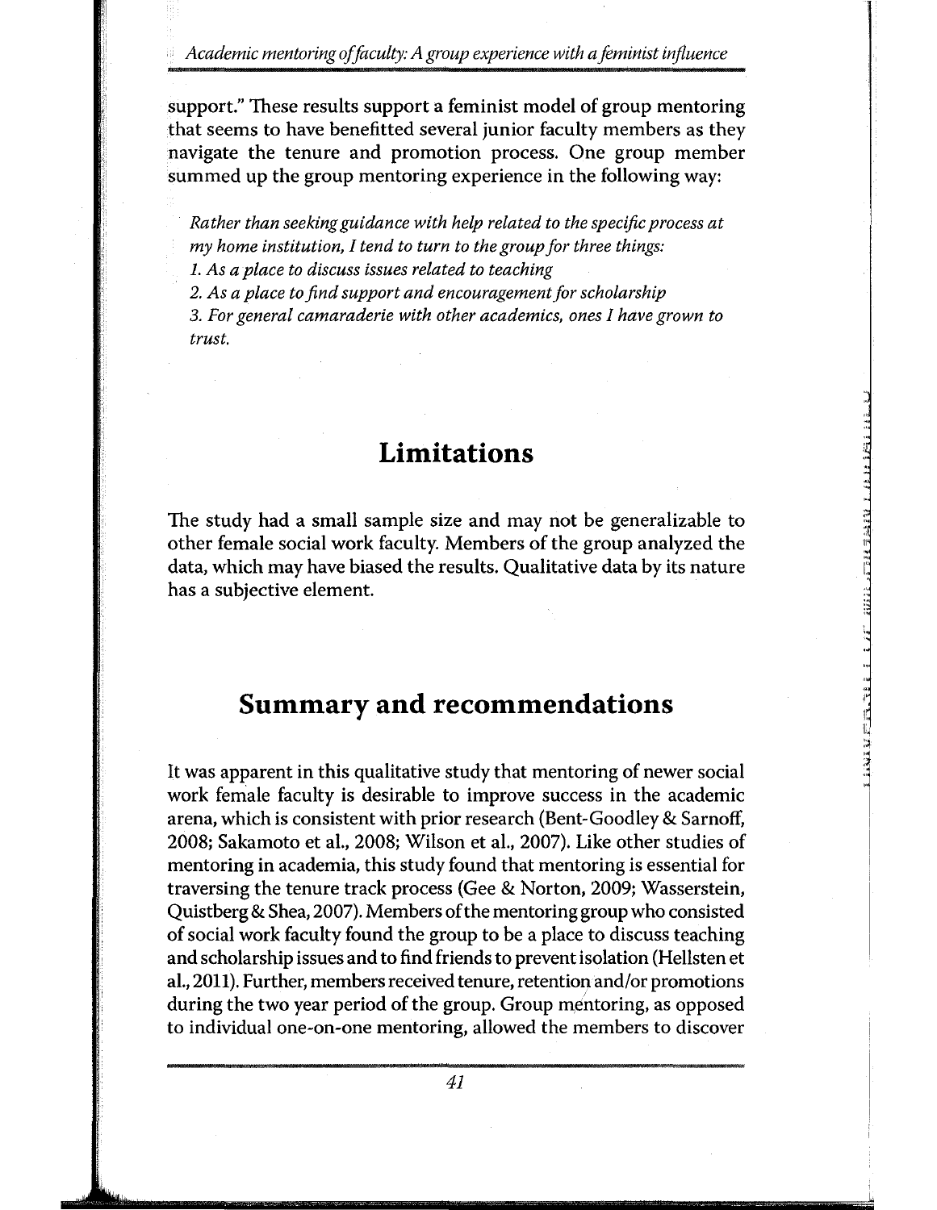support." These results support a feminist model of group mentoring that seems to have benefitted several junior faculty members as they navigate the tenure and promotion process. One group member summed up the group mentoring experience in the following way:

*Rather than seeking guidance with help related to the specific process at my home institution, I tend to turn to the group for three things:*
*1. As a place to discuss issues related to teaching*
*2. As a place to find support and encouragement for scholarship*
*3. For general camaraderie with other academics, ones I have grown to trust.*

## Limitations

The study had a small sample size and may not be generalizable to other female social work faculty. Members of the group analyzed the data, which may have biased the results. Qualitative data by its nature has a subjective element.

## Summary and recommendations

It was apparent in this qualitative study that mentoring of newer social work female faculty is desirable to improve success in the academic arena, which is consistent with prior research (Bent-Goodley & Sarnoff, 2008; Sakamoto et al., 2008; Wilson et al., 2007). Like other studies of mentoring in academia, this study found that mentoring is essential for traversing the tenure track process (Gee & Norton, 2009; Wasserstein, Quistberg & Shea, 2007). Members of the mentoring group who consisted of social work faculty found the group to be a place to discuss teaching and scholarship issues and to find friends to prevent isolation (Hellsten et al., 2011). Further, members received tenure, retention and/or promotions during the two year period of the group. Group mentoring, as opposed to individual one-on-one mentoring, allowed the members to discover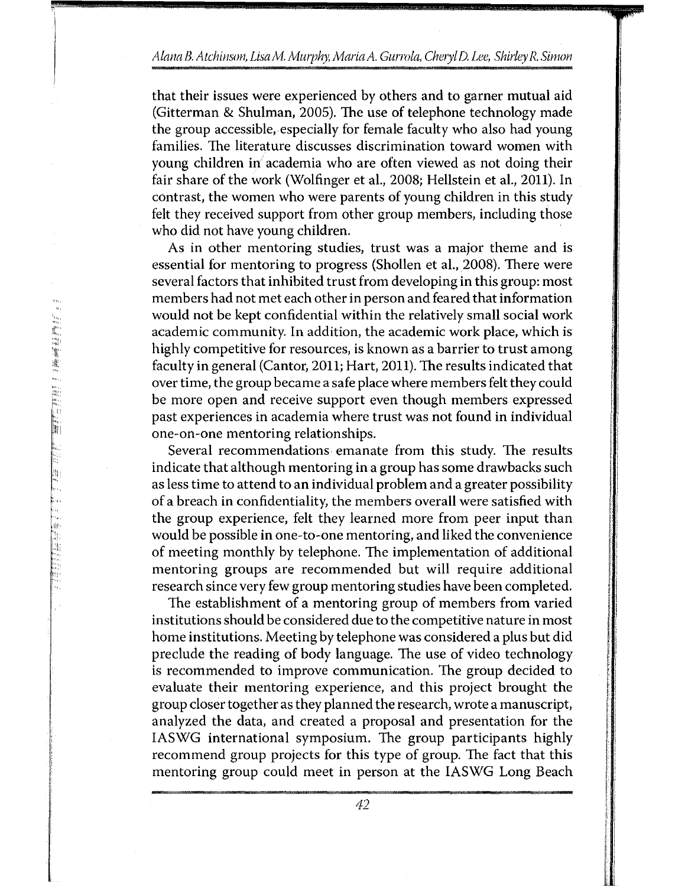that their issues were experienced by others and to garner mutual aid (Gitterman & Shulman, 2005). The use of telephone technology made the group accessible, especially for female faculty who also had young families. The literature discusses discrimination toward women with young children in academia who are often viewed as not doing their fair share of the work (Wolfinger et al., 2008; Hellstein et al., 2011). In contrast, the women who were parents of young children in this study felt they received support from other group members, including those who did not have young children.

As in other mentoring studies, trust was a major theme and is essential for mentoring to progress (Shollen et al., 2008). There were several factors that inhibited trust from developing in this group: most members had not met each other in person and feared that information would not be kept confidential within the relatively small social work academic community. In addition, the academic work place, which is highly competitive for resources, is known as a barrier to trust among faculty in general (Cantor, 2011; Hart, 2011). The results indicated that over time, the group became a safe place where members felt they could be more open and receive support even though members expressed past experiences in academia where trust was not found in individual one-on-one mentoring relationships.

Several recommendations emanate from this study. The results indicate that although mentoring in a group has some drawbacks such as less time to attend to an individual problem and a greater possibility of a breach in confidentiality, the members overall were satisfied with the group experience, felt they learned more from peer input than would be possible in one-to-one mentoring, and liked the convenience of meeting monthly by telephone. The implementation of additional mentoring groups are recommended but will require additional research since very few group mentoring studies have been completed.

The establishment of a mentoring group of members from varied institutions should be considered due to the competitive nature in most home institutions. Meeting by telephone was considered a plus but did preclude the reading of body language. The use of video technology is recommended to improve communication. The group decided to evaluate their mentoring experience, and this project brought the group closer together as they planned the research, wrote a manuscript, analyzed the data, and created a proposal and presentation for the IASWG international symposium. The group participants highly recommend group projects for this type of group. The fact that this mentoring group could meet in person at the IASWG Long Beach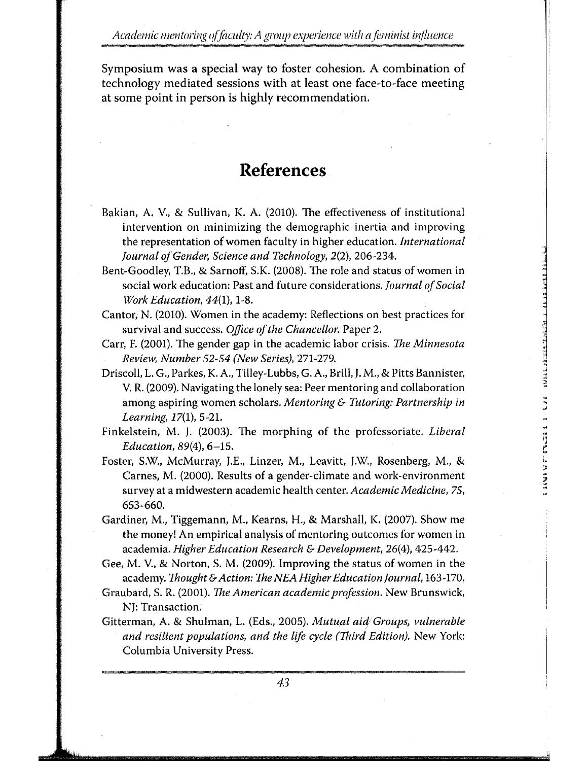Symposium was a special way to foster cohesion. A combination of technology mediated sessions with at least one face-to-face meeting at some point in person is highly recommendation.

## References

Bakian, A. V., & Sullivan, K. A. (2010). The effectiveness of institutional intervention on minimizing the demographic inertia and improving the representation of women faculty in higher education. *International Journal of Gender, Science and Technology, 2*(2), 206-234.

Bent-Goodley, T.B., & Sarnoff, S.K. (2008). The role and status of women in social work education: Past and future considerations. *Journal of Social Work Education, 44*(1), 1-8.

Cantor, N. (2010). Women in the academy: Reflections on best practices for survival and success. *Office of the Chancellor*. Paper 2.

Carr, F. (2001). The gender gap in the academic labor crisis. *The Minnesota Review, Number 52-54 (New Series)*, 271-279.

Driscoll, L. G., Parkes, K. A., Tilley-Lubbs, G. A., Brill, J. M., & Pitts Bannister, V. R. (2009). Navigating the lonely sea: Peer mentoring and collaboration among aspiring women scholars. *Mentoring & Tutoring: Partnership in Learning, 17*(1), 5-21.

Finkelstein, M. J. (2003). The morphing of the professoriate. *Liberal Education, 89*(4), 6–15.

Foster, S.W., McMurray, J.E., Linzer, M., Leavitt, J.W., Rosenberg, M., & Carnes, M. (2000). Results of a gender-climate and work-environment survey at a midwestern academic health center. *Academic Medicine, 75*, 653-660.

Gardiner, M., Tiggemann, M., Kearns, H., & Marshall, K. (2007). Show me the money! An empirical analysis of mentoring outcomes for women in academia. *Higher Education Research & Development, 26*(4), 425-442.

Gee, M. V., & Norton, S. M. (2009). Improving the status of women in the academy. *Thought & Action: The NEA Higher Education Journal*, 163-170.

Graubard, S. R. (2001). *The American academic profession*. New Brunswick, NJ: Transaction.

Gitterman, A. & Shulman, L. (Eds., 2005). *Mutual aid Groups, vulnerable and resilient populations, and the life cycle (Third Edition)*. New York: Columbia University Press.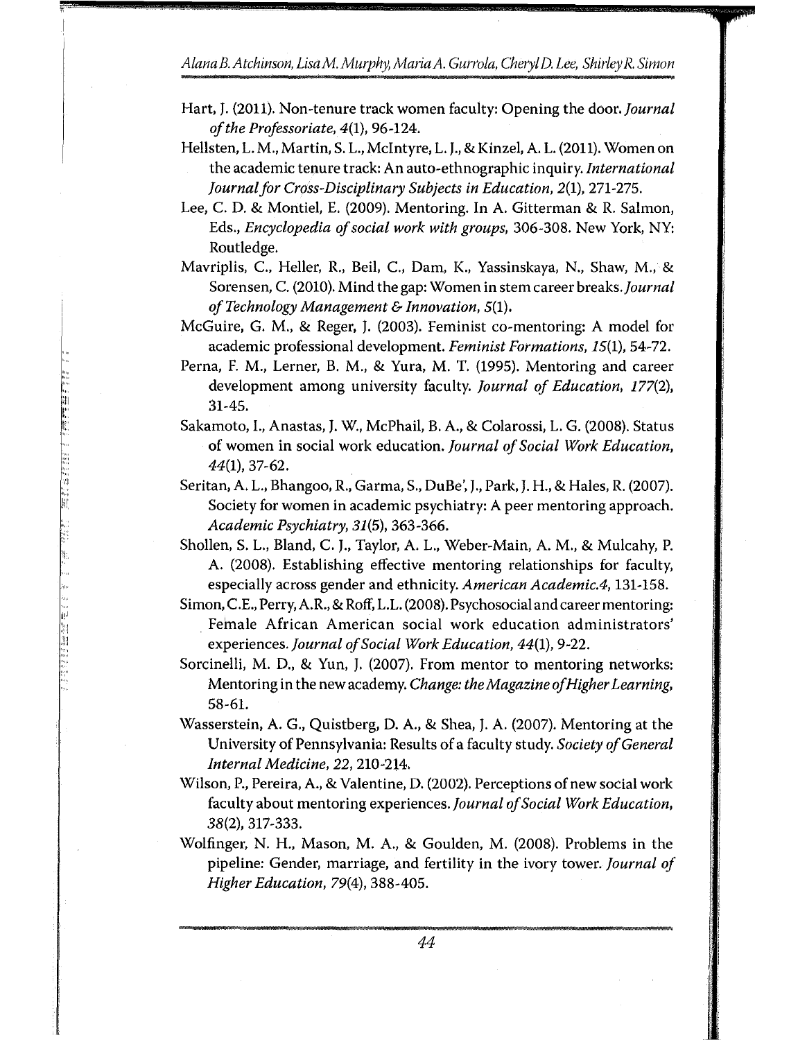Hart, J. (2011). Non-tenure track women faculty: Opening the door. *Journal of the Professoriate, 4*(1), 96-124.

Hellsten, L. M., Martin, S. L., McIntyre, L. J., & Kinzel, A. L. (2011). Women on the academic tenure track: An auto-ethnographic inquiry. *International Journal for Cross-Disciplinary Subjects in Education, 2*(1), 271-275.

Lee, C. D. & Montiel, E. (2009). Mentoring. In A. Gitterman & R. Salmon, Eds., *Encyclopedia of social work with groups*, 306-308. New York, NY: Routledge.

Mavriplis, C., Heller, R., Beil, C., Dam, K., Yassinskaya, N., Shaw, M., & Sorensen, C. (2010). Mind the gap: Women in stem career breaks. *Journal of Technology Management & Innovation, 5*(1).

McGuire, G. M., & Reger, J. (2003). Feminist co-mentoring: A model for academic professional development. *Feminist Formations, 15*(1), 54-72.

Perna, F. M., Lerner, B. M., & Yura, M. T. (1995). Mentoring and career development among university faculty. *Journal of Education, 177*(2), 31-45.

Sakamoto, I., Anastas, J. W., McPhail, B. A., & Colarossi, L. G. (2008). Status of women in social work education. *Journal of Social Work Education, 44*(1), 37-62.

Seritan, A. L., Bhangoo, R., Garma, S., DuBe', J., Park, J. H., & Hales, R. (2007). Society for women in academic psychiatry: A peer mentoring approach. *Academic Psychiatry, 31*(5), 363-366.

Shollen, S. L., Bland, C. J., Taylor, A. L., Weber-Main, A. M., & Mulcahy, P. A. (2008). Establishing effective mentoring relationships for faculty, especially across gender and ethnicity. *American Academic.4*, 131-158.

Simon, C.E., Perry, A.R., & Roff, L.L. (2008). Psychosocial and career mentoring: Female African American social work education administrators' experiences. *Journal of Social Work Education, 44*(1), 9-22.

Sorcinelli, M. D., & Yun, J. (2007). From mentor to mentoring networks: Mentoring in the new academy. *Change: the Magazine of Higher Learning*, 58-61.

Wasserstein, A. G., Quistberg, D. A., & Shea, J. A. (2007). Mentoring at the University of Pennsylvania: Results of a faculty study. *Society of General Internal Medicine, 22*, 210-214.

Wilson, P., Pereira, A., & Valentine, D. (2002). Perceptions of new social work faculty about mentoring experiences. *Journal of Social Work Education, 38*(2), 317-333.

Wolfinger, N. H., Mason, M. A., & Goulden, M. (2008). Problems in the pipeline: Gender, marriage, and fertility in the ivory tower. *Journal of Higher Education, 79*(4), 388-405.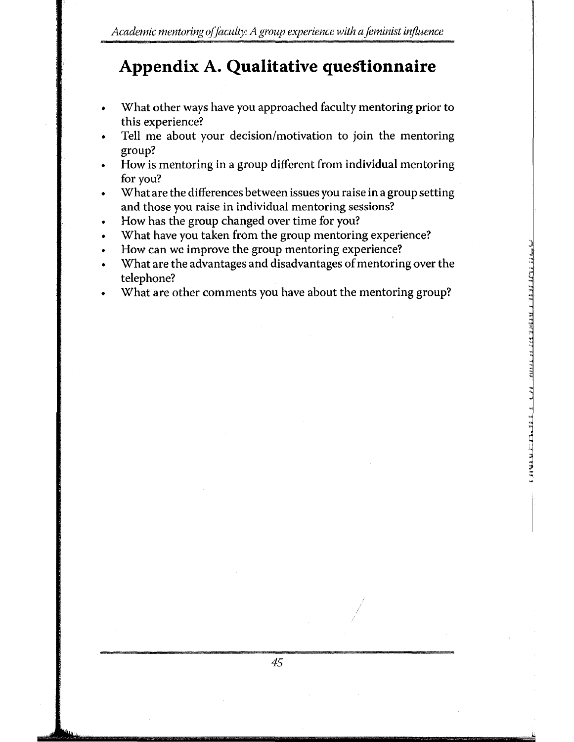# Appendix A. Qualitative questionnaire

- What other ways have you approached faculty mentoring prior to this experience?
- Tell me about your decision/motivation to join the mentoring group?
- How is mentoring in a group different from individual mentoring for you?
- What are the differences between issues you raise in a group setting and those you raise in individual mentoring sessions?
- How has the group changed over time for you?
- What have you taken from the group mentoring experience?
- How can we improve the group mentoring experience?
- What are the advantages and disadvantages of mentoring over the telephone?
- What are other comments you have about the mentoring group?